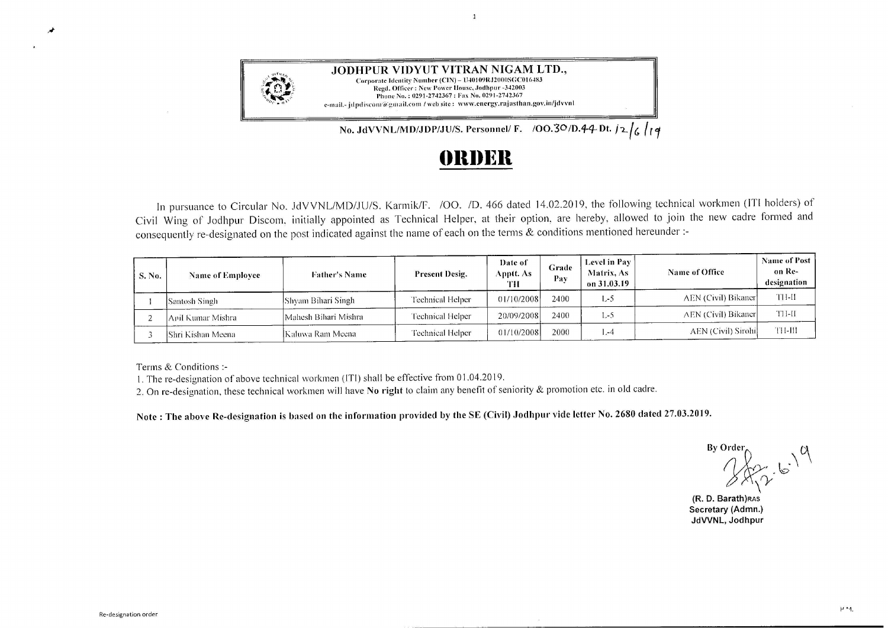**JODHPUR VIDYUT VITRAN NIGAM LTD.,**
Corporate Identity Number (CIN) – U40109RJ2000SGC016483
Regd. Officer : New Power House, Jodhpur -342003
Phone No. : 0291-2742367 : Fax No. 0291-2742367
e-mail.- jdpdiscom@gmail.com / web site : www.energy.rajasthan.gov.in/jdvvnl

**No. JdVVNL/MD/JDP/JU/S. Personnel/ F. /OO.30/D.44 Dt. 12/6/19**

# ORDER

In pursuance to Circular No. JdVVNL/MD/JU/S. Karmik/F. /OO. /D. 466 dated 14.02.2019, the following technical workmen (ITI holders) of Civil Wing of Jodhpur Discom, initially appointed as Technical Helper, at their option, are hereby, allowed to join the new cadre formed and consequently re-designated on the post indicated against the name of each on the terms & conditions mentioned hereunder :-

| S. No. | Name of Employee | Father's Name | Present Desig. | Date of Apptt. As TH | Grade Pay | Level in Pay Matrix, As on 31.03.19 | Name of Office | Name of Post on Re-designation |
|---|---|---|---|---|---|---|---|---|
| 1 | Santosh Singh | Shyam Bihari Singh | Technical Helper | 01/10/2008 | 2400 | L-5 | AEN (Civil) Bikaner | TH-II |
| 2 | Anil Kumar Mishra | Mahesh Bihari Mishra | Technical Helper | 20/09/2008 | 2400 | L-5 | AEN (Civil) Bikaner | TH-II |
| 3 | Shri Kishan Meena | Kaluwa Ram Meena | Technical Helper | 01/10/2008 | 2000 | L-4 | AEN (Civil) Sirohi | TH-III |

Terms & Conditions :-

1. The re-designation of above technical workmen (ITI) shall be effective from 01.04.2019.
2. On re-designation, these technical workmen will have **No right** to claim any benefit of seniority & promotion etc. in old cadre.

**Note : The above Re-designation is based on the information provided by the SE (Civil) Jodhpur vide letter No. 2680 dated 27.03.2019.**

By Order
12.6.19

**(R. D. Barath)RAS**
**Secretary (Admn.)**
**JdVVNL, Jodhpur**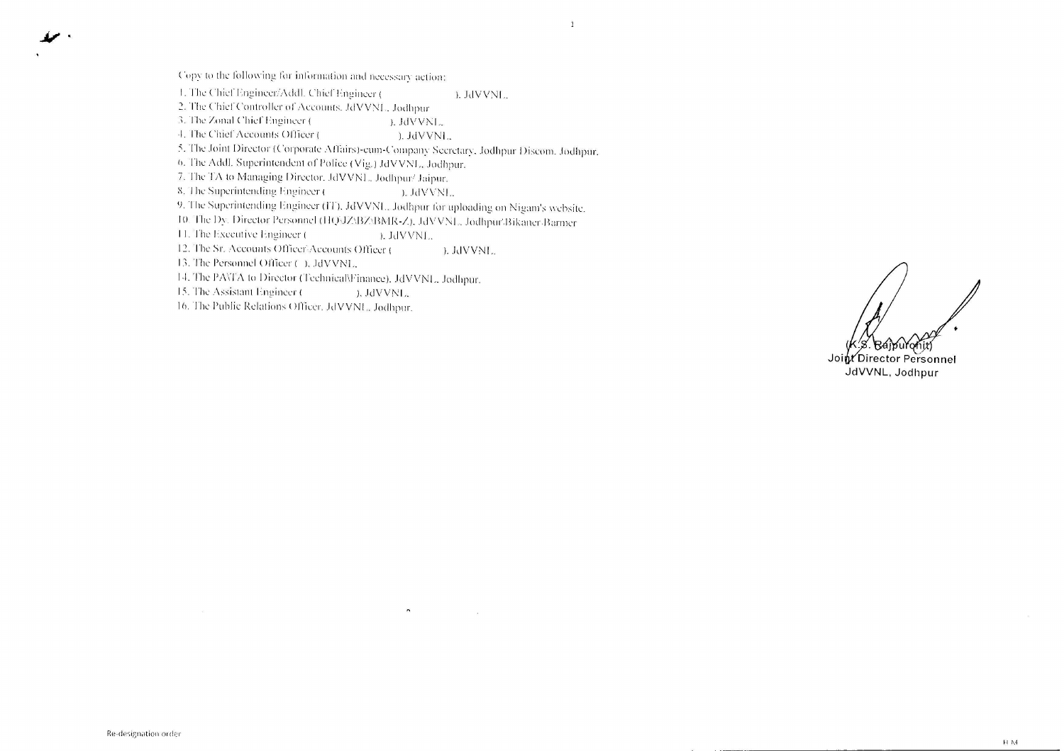Copy to the following for information and necessary action:

1. The Chief Engineer/Addl. Chief Engineer ( ), JdVVNL.
2. The Chief Controller of Accounts, JdVVNL, Jodhpur
3. The Zonal Chief Engineer ( ), JdVVNL.
4. The Chief Accounts Officer ( ), JdVVNL.
5. The Joint Director (Corporate Affairs)-cum-Company Secretary, Jodhpur Discom, Jodhpur.
6. The Addl. Superintendent of Police (Vig.) JdVVNL, Jodhpur.
7. The TA to Managing Director, JdVVNL, Jodhpur/ Jaipur.
8. The Superintending Engineer ( ), JdVVNL.
9. The Superintending Engineer (IT), JdVVNL, Jodhpur for uploading on Nigam's website.
10. The Dy. Director Personnel (HQ\JZ\BZ\BMR-Z), JdVVNL, Jodhpur\Bikaner\Barmer
11. The Executive Engineer ( ), JdVVNL.
12. The Sr. Accounts Officer\Accounts Officer ( ), JdVVNL.
13. The Personnel Officer ( ), JdVVNL.
14. The PA\TA to Director (Technical\Finance), JdVVNL, Jodhpur.
15. The Assistant Engineer ( ), JdVVNL.
16. The Public Relations Officer, JdVVNL, Jodhpur.

(K.S. Rajpurohit)
Joint Director Personnel
JdVVNL, Jodhpur

Re-designation order